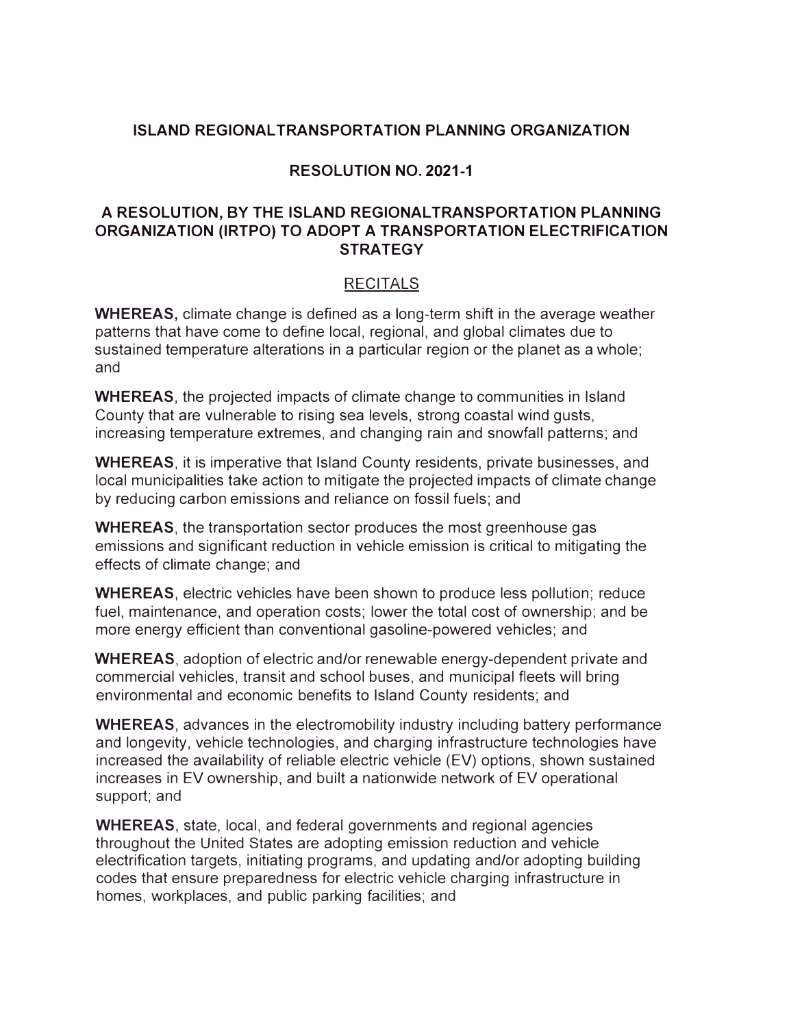# ISLAND REGIONALTRANSPORTATION PLANNING ORGANIZATION

## RESOLUTION NO. 2021-1

## A RESOLUTION, BY THE ISLAND REGIONALTRANSPORTATION PLANNING ORGANIZATION (IRTPO) TO ADOPT A TRANSPORTATION ELECTRIFICATION STRATEGY

### RECITALS

**WHEREAS,** climate change is defined as a long-term shift in the average weather patterns that have come to define local, regional, and global climates due to sustained temperature alterations in a particular region or the planet as a whole; and

**WHEREAS**, the projected impacts of climate change to communities in Island County that are vulnerable to rising sea levels, strong coastal wind gusts, increasing temperature extremes, and changing rain and snowfall patterns; and

**WHEREAS**, it is imperative that Island County residents, private businesses, and local municipalities take action to mitigate the projected impacts of climate change by reducing carbon emissions and reliance on fossil fuels; and

**WHEREAS**, the transportation sector produces the most greenhouse gas emissions and significant reduction in vehicle emission is critical to mitigating the effects of climate change; and

**WHEREAS**, electric vehicles have been shown to produce less pollution; reduce fuel, maintenance, and operation costs; lower the total cost of ownership; and be more energy efficient than conventional gasoline-powered vehicles; and

**WHEREAS**, adoption of electric and/or renewable energy-dependent private and commercial vehicles, transit and school buses, and municipal fleets will bring environmental and economic benefits to Island County residents; and

**WHEREAS**, advances in the electromobility industry including battery performance and longevity, vehicle technologies, and charging infrastructure technologies have increased the availability of reliable electric vehicle (EV) options, shown sustained increases in EV ownership, and built a nationwide network of EV operational support; and

**WHEREAS**, state, local, and federal governments and regional agencies throughout the United States are adopting emission reduction and vehicle electrification targets, initiating programs, and updating and/or adopting building codes that ensure preparedness for electric vehicle charging infrastructure in homes, workplaces, and public parking facilities; and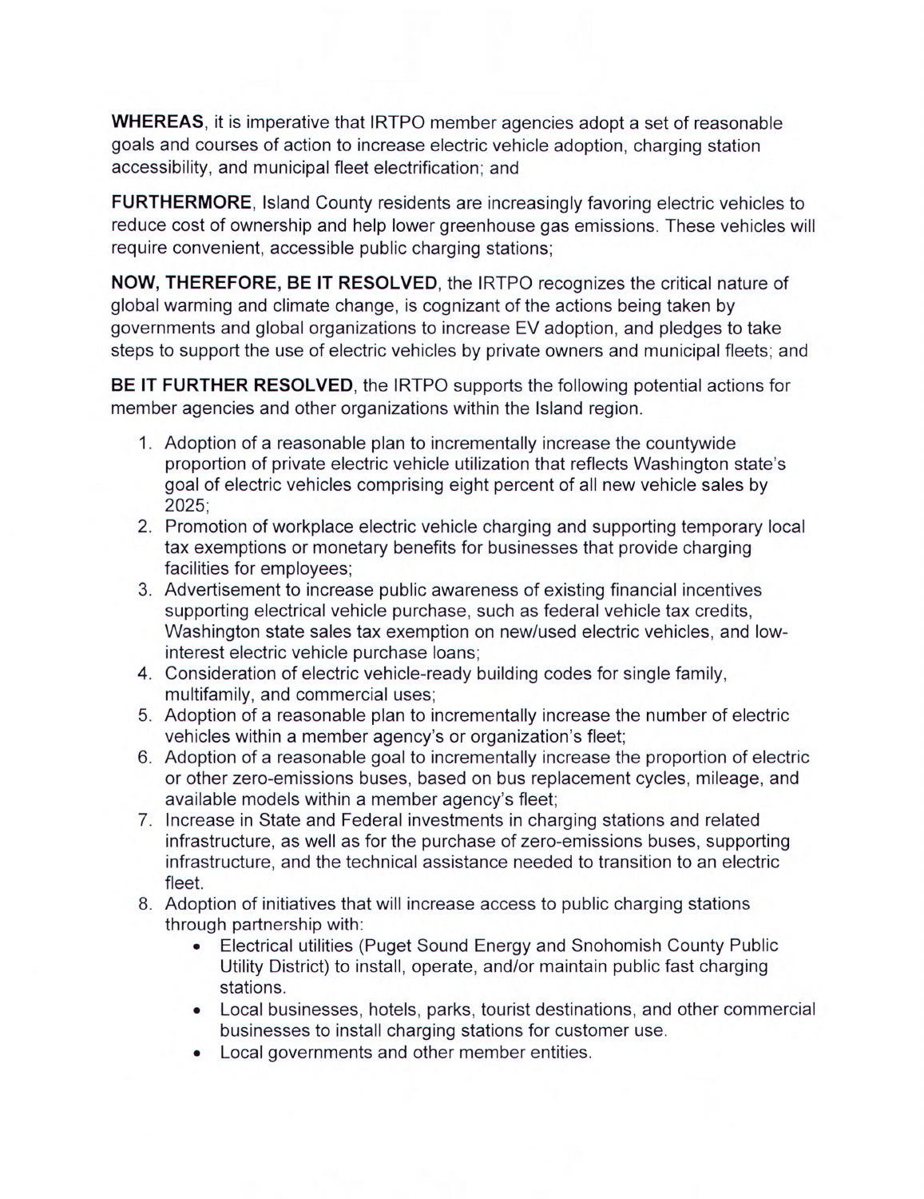**WHEREAS**, it is imperative that IRTPO member agencies adopt a set of reasonable goals and courses of action to increase electric vehicle adoption, charging station accessibility, and municipal fleet electrification; and

**FURTHERMORE**, Island County residents are increasingly favoring electric vehicles to reduce cost of ownership and help lower greenhouse gas emissions. These vehicles will require convenient, accessible public charging stations;

**NOW, THEREFORE, BE IT RESOLVED**, the IRTPO recognizes the critical nature of global warming and climate change, is cognizant of the actions being taken by governments and global organizations to increase EV adoption, and pledges to take steps to support the use of electric vehicles by private owners and municipal fleets; and

**BE IT FURTHER RESOLVED**, the IRTPO supports the following potential actions for member agencies and other organizations within the Island region.

1. Adoption of a reasonable plan to incrementally increase the countywide proportion of private electric vehicle utilization that reflects Washington state's goal of electric vehicles comprising eight percent of all new vehicle sales by 2025;
2. Promotion of workplace electric vehicle charging and supporting temporary local tax exemptions or monetary benefits for businesses that provide charging facilities for employees;
3. Advertisement to increase public awareness of existing financial incentives supporting electrical vehicle purchase, such as federal vehicle tax credits, Washington state sales tax exemption on new/used electric vehicles, and low-interest electric vehicle purchase loans;
4. Consideration of electric vehicle-ready building codes for single family, multifamily, and commercial uses;
5. Adoption of a reasonable plan to incrementally increase the number of electric vehicles within a member agency's or organization's fleet;
6. Adoption of a reasonable goal to incrementally increase the proportion of electric or other zero-emissions buses, based on bus replacement cycles, mileage, and available models within a member agency's fleet;
7. Increase in State and Federal investments in charging stations and related infrastructure, as well as for the purchase of zero-emissions buses, supporting infrastructure, and the technical assistance needed to transition to an electric fleet.
8. Adoption of initiatives that will increase access to public charging stations through partnership with:
   - Electrical utilities (Puget Sound Energy and Snohomish County Public Utility District) to install, operate, and/or maintain public fast charging stations.
   - Local businesses, hotels, parks, tourist destinations, and other commercial businesses to install charging stations for customer use.
   - Local governments and other member entities.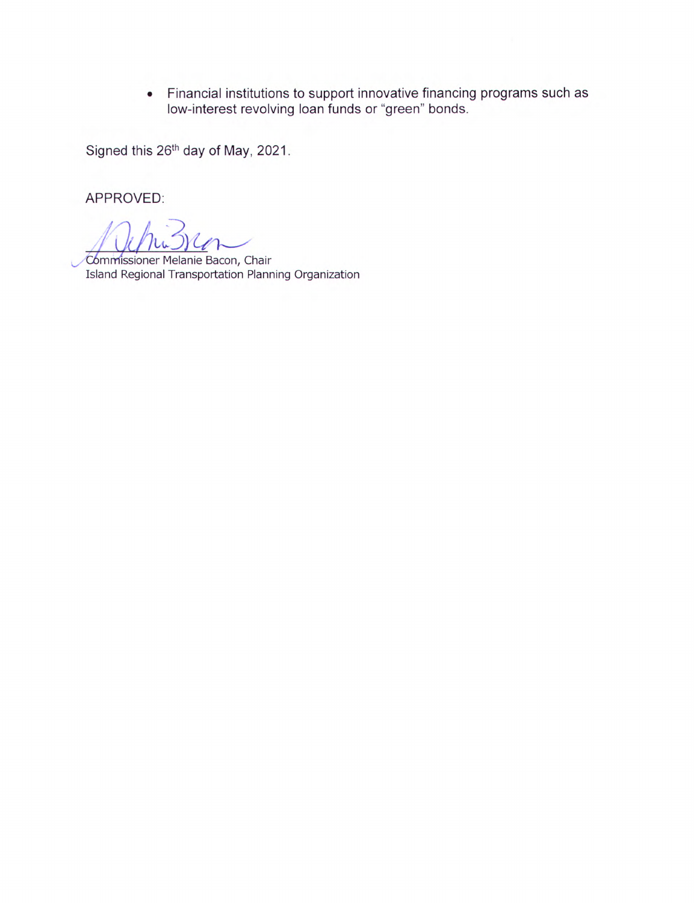- Financial institutions to support innovative financing programs such as low-interest revolving loan funds or "green" bonds.

Signed this 26th day of May, 2021.

APPROVED:

Commissioner Melanie Bacon, Chair
Island Regional Transportation Planning Organization